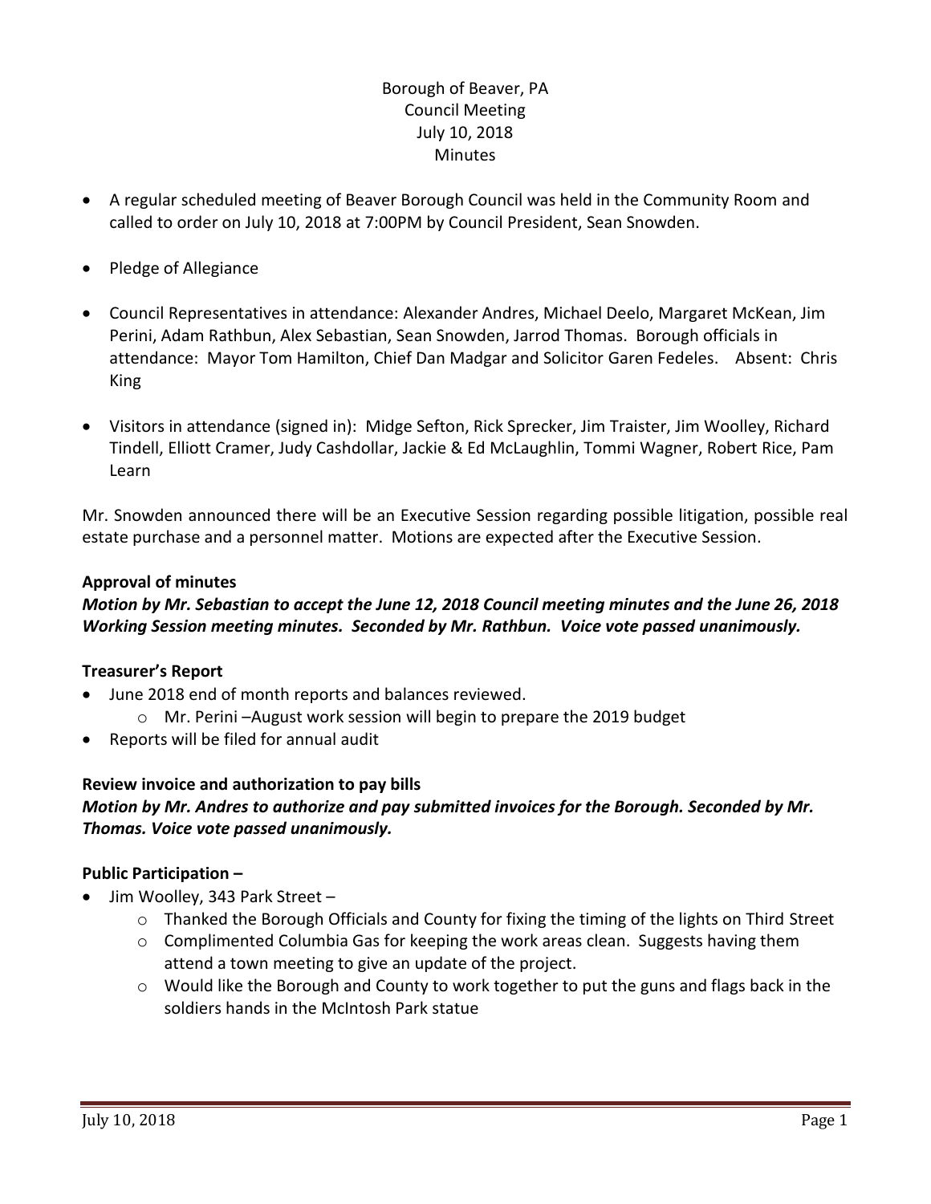Borough of Beaver, PA
Council Meeting
July 10, 2018
Minutes

- A regular scheduled meeting of Beaver Borough Council was held in the Community Room and called to order on July 10, 2018 at 7:00PM by Council President, Sean Snowden.
- Pledge of Allegiance
- Council Representatives in attendance: Alexander Andres, Michael Deelo, Margaret McKean, Jim Perini, Adam Rathbun, Alex Sebastian, Sean Snowden, Jarrod Thomas. Borough officials in attendance: Mayor Tom Hamilton, Chief Dan Madgar and Solicitor Garen Fedeles. Absent: Chris King
- Visitors in attendance (signed in): Midge Sefton, Rick Sprecker, Jim Traister, Jim Woolley, Richard Tindell, Elliott Cramer, Judy Cashdollar, Jackie & Ed McLaughlin, Tommi Wagner, Robert Rice, Pam Learn

Mr. Snowden announced there will be an Executive Session regarding possible litigation, possible real estate purchase and a personnel matter. Motions are expected after the Executive Session.

**Approval of minutes**

***Motion by Mr. Sebastian to accept the June 12, 2018 Council meeting minutes and the June 26, 2018 Working Session meeting minutes. Seconded by Mr. Rathbun. Voice vote passed unanimously.***

**Treasurer's Report**

- June 2018 end of month reports and balances reviewed.
  - Mr. Perini –August work session will begin to prepare the 2019 budget
- Reports will be filed for annual audit

**Review invoice and authorization to pay bills**

***Motion by Mr. Andres to authorize and pay submitted invoices for the Borough. Seconded by Mr. Thomas. Voice vote passed unanimously.***

**Public Participation –**

- Jim Woolley, 343 Park Street –
  - Thanked the Borough Officials and County for fixing the timing of the lights on Third Street
  - Complimented Columbia Gas for keeping the work areas clean. Suggests having them attend a town meeting to give an update of the project.
  - Would like the Borough and County to work together to put the guns and flags back in the soldiers hands in the McIntosh Park statue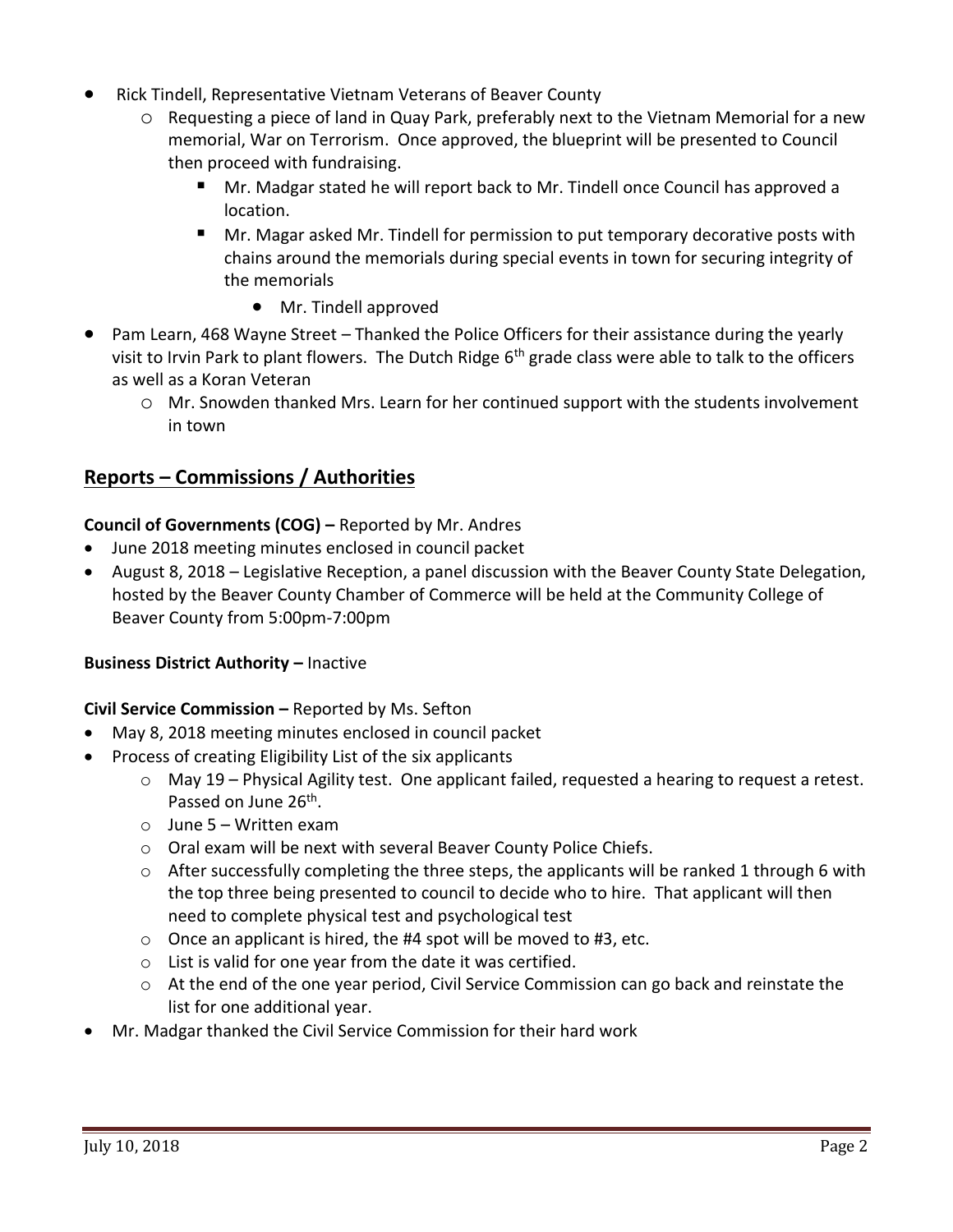- Rick Tindell, Representative Vietnam Veterans of Beaver County
    - Requesting a piece of land in Quay Park, preferably next to the Vietnam Memorial for a new memorial, War on Terrorism. Once approved, the blueprint will be presented to Council then proceed with fundraising.
        - Mr. Madgar stated he will report back to Mr. Tindell once Council has approved a location.
        - Mr. Magar asked Mr. Tindell for permission to put temporary decorative posts with chains around the memorials during special events in town for securing integrity of the memorials
            - Mr. Tindell approved
- Pam Learn, 468 Wayne Street – Thanked the Police Officers for their assistance during the yearly visit to Irvin Park to plant flowers. The Dutch Ridge 6th grade class were able to talk to the officers as well as a Koran Veteran
    - Mr. Snowden thanked Mrs. Learn for her continued support with the students involvement in town

## Reports – Commissions / Authorities

**Council of Governments (COG) –** Reported by Mr. Andres

- June 2018 meeting minutes enclosed in council packet
- August 8, 2018 – Legislative Reception, a panel discussion with the Beaver County State Delegation, hosted by the Beaver County Chamber of Commerce will be held at the Community College of Beaver County from 5:00pm-7:00pm

**Business District Authority –** Inactive

**Civil Service Commission –** Reported by Ms. Sefton

- May 8, 2018 meeting minutes enclosed in council packet
- Process of creating Eligibility List of the six applicants
    - May 19 – Physical Agility test. One applicant failed, requested a hearing to request a retest. Passed on June 26th.
    - June 5 – Written exam
    - Oral exam will be next with several Beaver County Police Chiefs.
    - After successfully completing the three steps, the applicants will be ranked 1 through 6 with the top three being presented to council to decide who to hire. That applicant will then need to complete physical test and psychological test
    - Once an applicant is hired, the #4 spot will be moved to #3, etc.
    - List is valid for one year from the date it was certified.
    - At the end of the one year period, Civil Service Commission can go back and reinstate the list for one additional year.
- Mr. Madgar thanked the Civil Service Commission for their hard work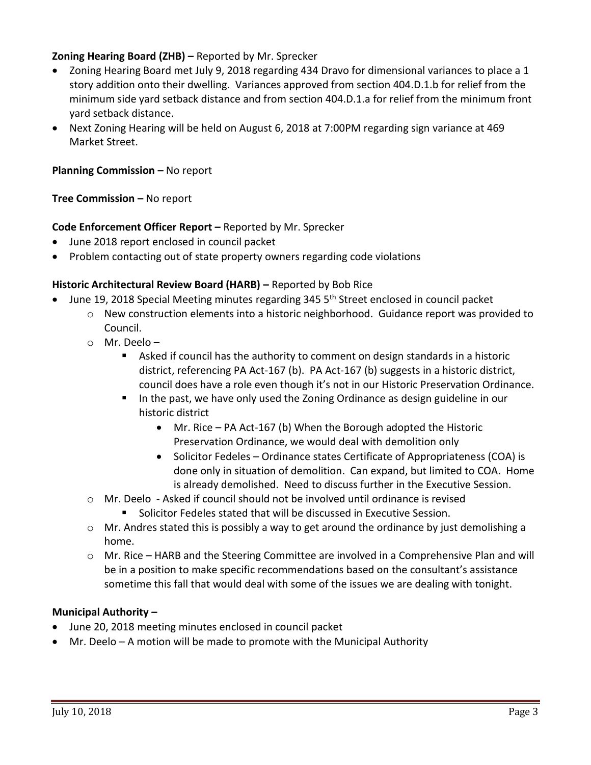**Zoning Hearing Board (ZHB) –** Reported by Mr. Sprecker

- Zoning Hearing Board met July 9, 2018 regarding 434 Dravo for dimensional variances to place a 1 story addition onto their dwelling. Variances approved from section 404.D.1.b for relief from the minimum side yard setback distance and from section 404.D.1.a for relief from the minimum front yard setback distance.
- Next Zoning Hearing will be held on August 6, 2018 at 7:00PM regarding sign variance at 469 Market Street.

**Planning Commission –** No report

**Tree Commission –** No report

**Code Enforcement Officer Report –** Reported by Mr. Sprecker

- June 2018 report enclosed in council packet
- Problem contacting out of state property owners regarding code violations

**Historic Architectural Review Board (HARB) –** Reported by Bob Rice

- June 19, 2018 Special Meeting minutes regarding 345 5th Street enclosed in council packet
  - New construction elements into a historic neighborhood. Guidance report was provided to Council.
  - Mr. Deelo –
    - Asked if council has the authority to comment on design standards in a historic district, referencing PA Act-167 (b). PA Act-167 (b) suggests in a historic district, council does have a role even though it's not in our Historic Preservation Ordinance.
    - In the past, we have only used the Zoning Ordinance as design guideline in our historic district
      - Mr. Rice – PA Act-167 (b) When the Borough adopted the Historic Preservation Ordinance, we would deal with demolition only
      - Solicitor Fedeles – Ordinance states Certificate of Appropriateness (COA) is done only in situation of demolition. Can expand, but limited to COA. Home is already demolished. Need to discuss further in the Executive Session.
  - Mr. Deelo - Asked if council should not be involved until ordinance is revised
    - Solicitor Fedeles stated that will be discussed in Executive Session.
  - Mr. Andres stated this is possibly a way to get around the ordinance by just demolishing a home.
  - Mr. Rice – HARB and the Steering Committee are involved in a Comprehensive Plan and will be in a position to make specific recommendations based on the consultant's assistance sometime this fall that would deal with some of the issues we are dealing with tonight.

**Municipal Authority –**

- June 20, 2018 meeting minutes enclosed in council packet
- Mr. Deelo – A motion will be made to promote with the Municipal Authority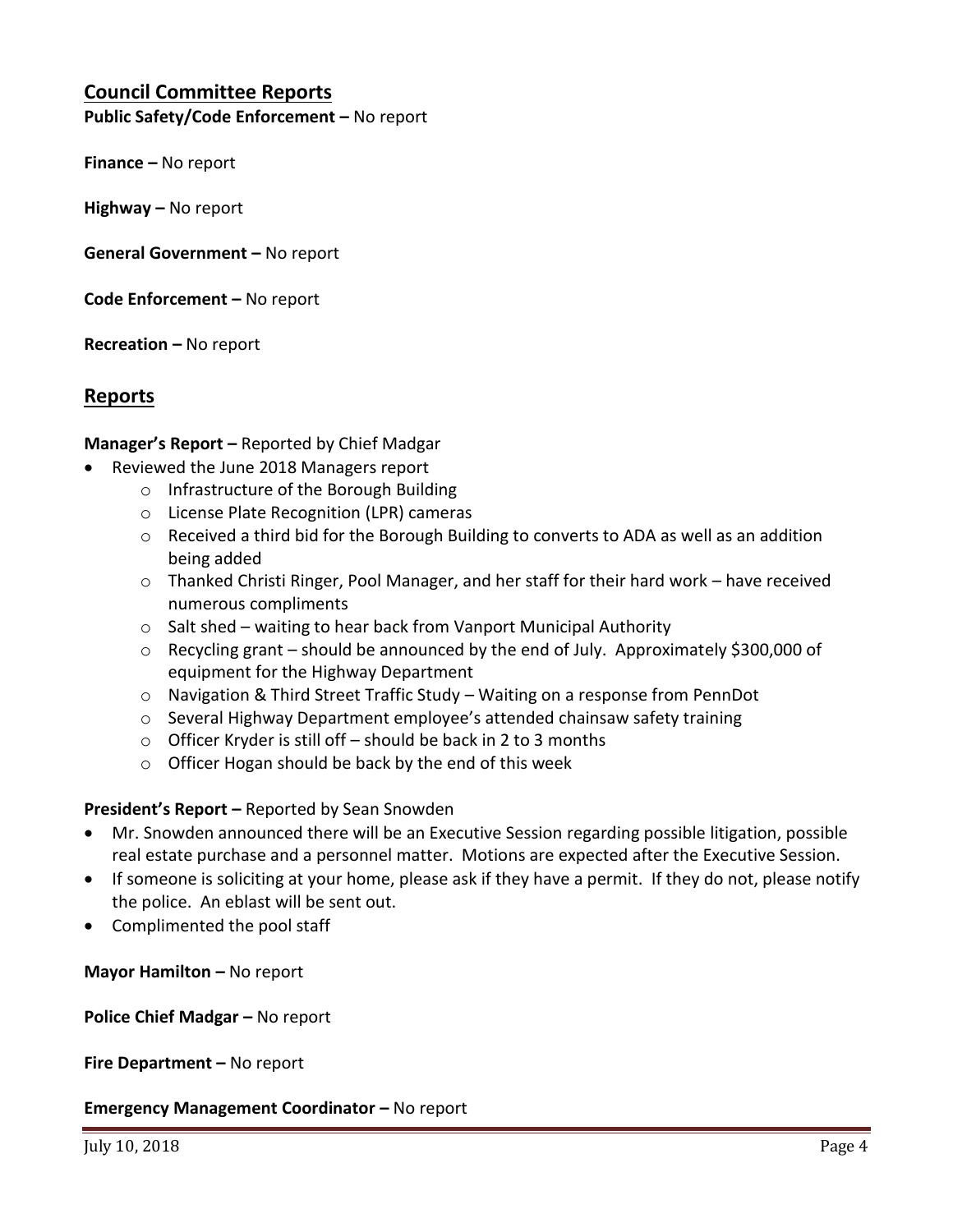## Council Committee Reports

**Public Safety/Code Enforcement –** No report

**Finance –** No report

**Highway –** No report

**General Government –** No report

**Code Enforcement –** No report

**Recreation –** No report

## Reports

**Manager's Report –** Reported by Chief Madgar

- Reviewed the June 2018 Managers report
  - Infrastructure of the Borough Building
  - License Plate Recognition (LPR) cameras
  - Received a third bid for the Borough Building to converts to ADA as well as an addition being added
  - Thanked Christi Ringer, Pool Manager, and her staff for their hard work – have received numerous compliments
  - Salt shed – waiting to hear back from Vanport Municipal Authority
  - Recycling grant – should be announced by the end of July. Approximately $300,000 of equipment for the Highway Department
  - Navigation & Third Street Traffic Study – Waiting on a response from PennDot
  - Several Highway Department employee's attended chainsaw safety training
  - Officer Kryder is still off – should be back in 2 to 3 months
  - Officer Hogan should be back by the end of this week

**President's Report –** Reported by Sean Snowden

- Mr. Snowden announced there will be an Executive Session regarding possible litigation, possible real estate purchase and a personnel matter. Motions are expected after the Executive Session.
- If someone is soliciting at your home, please ask if they have a permit. If they do not, please notify the police. An eblast will be sent out.
- Complimented the pool staff

**Mayor Hamilton –** No report

**Police Chief Madgar –** No report

**Fire Department –** No report

**Emergency Management Coordinator –** No report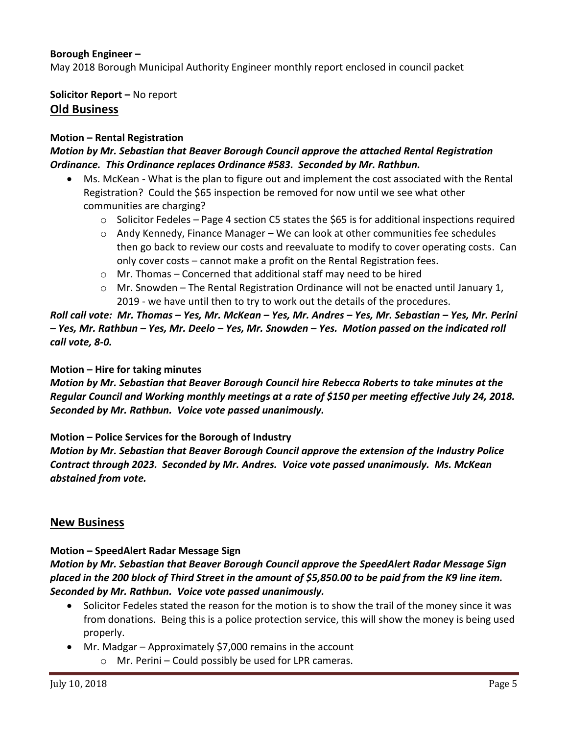**Borough Engineer –**
May 2018 Borough Municipal Authority Engineer monthly report enclosed in council packet

**Solicitor Report –** No report

## Old Business

**Motion – Rental Registration**

***Motion by Mr. Sebastian that Beaver Borough Council approve the attached Rental Registration Ordinance. This Ordinance replaces Ordinance #583. Seconded by Mr. Rathbun.***

- Ms. McKean - What is the plan to figure out and implement the cost associated with the Rental Registration? Could the $65 inspection be removed for now until we see what other communities are charging?
    - Solicitor Fedeles – Page 4 section C5 states the $65 is for additional inspections required
    - Andy Kennedy, Finance Manager – We can look at other communities fee schedules then go back to review our costs and reevaluate to modify to cover operating costs. Can only cover costs – cannot make a profit on the Rental Registration fees.
    - Mr. Thomas – Concerned that additional staff may need to be hired
    - Mr. Snowden – The Rental Registration Ordinance will not be enacted until January 1, 2019 - we have until then to try to work out the details of the procedures.

***Roll call vote: Mr. Thomas – Yes, Mr. McKean – Yes, Mr. Andres – Yes, Mr. Sebastian – Yes, Mr. Perini – Yes, Mr. Rathbun – Yes, Mr. Deelo – Yes, Mr. Snowden – Yes. Motion passed on the indicated roll call vote, 8-0.***

**Motion – Hire for taking minutes**

***Motion by Mr. Sebastian that Beaver Borough Council hire Rebecca Roberts to take minutes at the Regular Council and Working monthly meetings at a rate of $150 per meeting effective July 24, 2018. Seconded by Mr. Rathbun. Voice vote passed unanimously.***

**Motion – Police Services for the Borough of Industry**

***Motion by Mr. Sebastian that Beaver Borough Council approve the extension of the Industry Police Contract through 2023. Seconded by Mr. Andres. Voice vote passed unanimously. Ms. McKean abstained from vote.***

## New Business

**Motion – SpeedAlert Radar Message Sign**

***Motion by Mr. Sebastian that Beaver Borough Council approve the SpeedAlert Radar Message Sign placed in the 200 block of Third Street in the amount of $5,850.00 to be paid from the K9 line item. Seconded by Mr. Rathbun. Voice vote passed unanimously.***

- Solicitor Fedeles stated the reason for the motion is to show the trail of the money since it was from donations. Being this is a police protection service, this will show the money is being used properly.
- Mr. Madgar – Approximately $7,000 remains in the account
    - Mr. Perini – Could possibly be used for LPR cameras.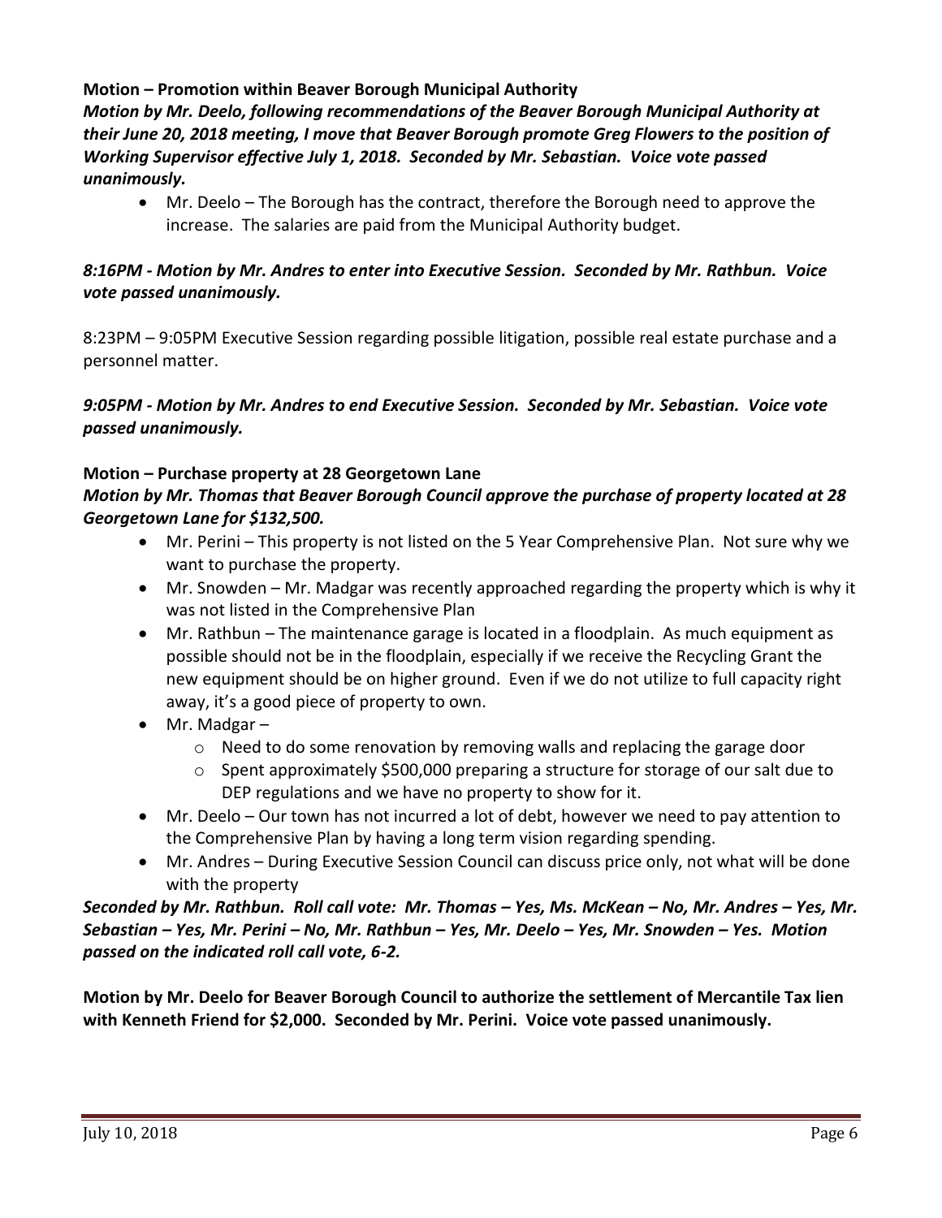**Motion – Promotion within Beaver Borough Municipal Authority**

***Motion by Mr. Deelo, following recommendations of the Beaver Borough Municipal Authority at their June 20, 2018 meeting, I move that Beaver Borough promote Greg Flowers to the position of Working Supervisor effective July 1, 2018. Seconded by Mr. Sebastian. Voice vote passed unanimously.***

- Mr. Deelo – The Borough has the contract, therefore the Borough need to approve the increase. The salaries are paid from the Municipal Authority budget.

***8:16PM - Motion by Mr. Andres to enter into Executive Session. Seconded by Mr. Rathbun. Voice vote passed unanimously.***

8:23PM – 9:05PM Executive Session regarding possible litigation, possible real estate purchase and a personnel matter.

***9:05PM - Motion by Mr. Andres to end Executive Session. Seconded by Mr. Sebastian. Voice vote passed unanimously.***

**Motion – Purchase property at 28 Georgetown Lane**

***Motion by Mr. Thomas that Beaver Borough Council approve the purchase of property located at 28 Georgetown Lane for $132,500.***

- Mr. Perini – This property is not listed on the 5 Year Comprehensive Plan. Not sure why we want to purchase the property.
- Mr. Snowden – Mr. Madgar was recently approached regarding the property which is why it was not listed in the Comprehensive Plan
- Mr. Rathbun – The maintenance garage is located in a floodplain. As much equipment as possible should not be in the floodplain, especially if we receive the Recycling Grant the new equipment should be on higher ground. Even if we do not utilize to full capacity right away, it's a good piece of property to own.
- Mr. Madgar –
  - Need to do some renovation by removing walls and replacing the garage door
  - Spent approximately $500,000 preparing a structure for storage of our salt due to DEP regulations and we have no property to show for it.
- Mr. Deelo – Our town has not incurred a lot of debt, however we need to pay attention to the Comprehensive Plan by having a long term vision regarding spending.
- Mr. Andres – During Executive Session Council can discuss price only, not what will be done with the property

***Seconded by Mr. Rathbun. Roll call vote: Mr. Thomas – Yes, Ms. McKean – No, Mr. Andres – Yes, Mr. Sebastian – Yes, Mr. Perini – No, Mr. Rathbun – Yes, Mr. Deelo – Yes, Mr. Snowden – Yes. Motion passed on the indicated roll call vote, 6-2.***

**Motion by Mr. Deelo for Beaver Borough Council to authorize the settlement of Mercantile Tax lien with Kenneth Friend for $2,000. Seconded by Mr. Perini. Voice vote passed unanimously.**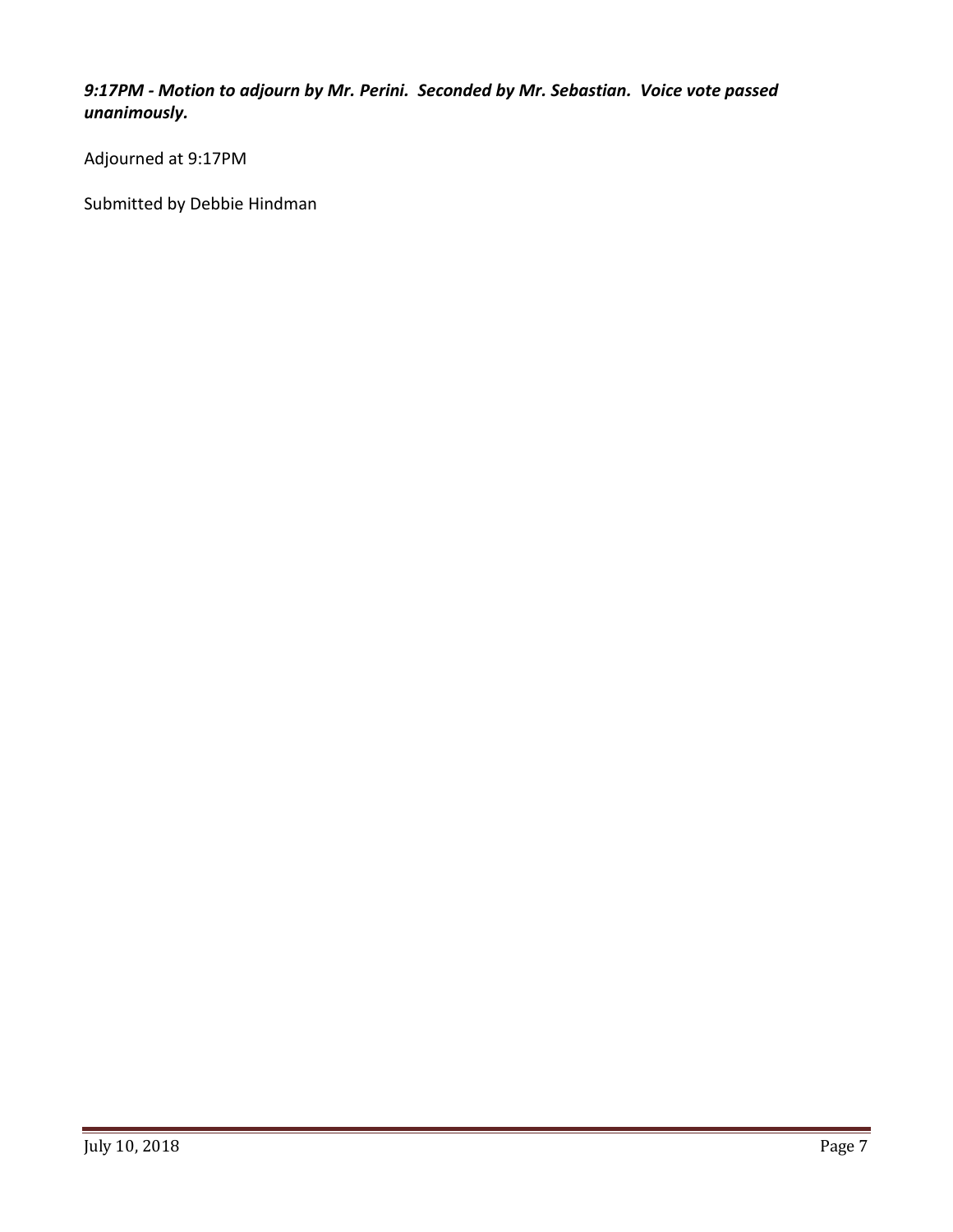***9:17PM - Motion to adjourn by Mr. Perini. Seconded by Mr. Sebastian. Voice vote passed unanimously.***

Adjourned at 9:17PM

Submitted by Debbie Hindman